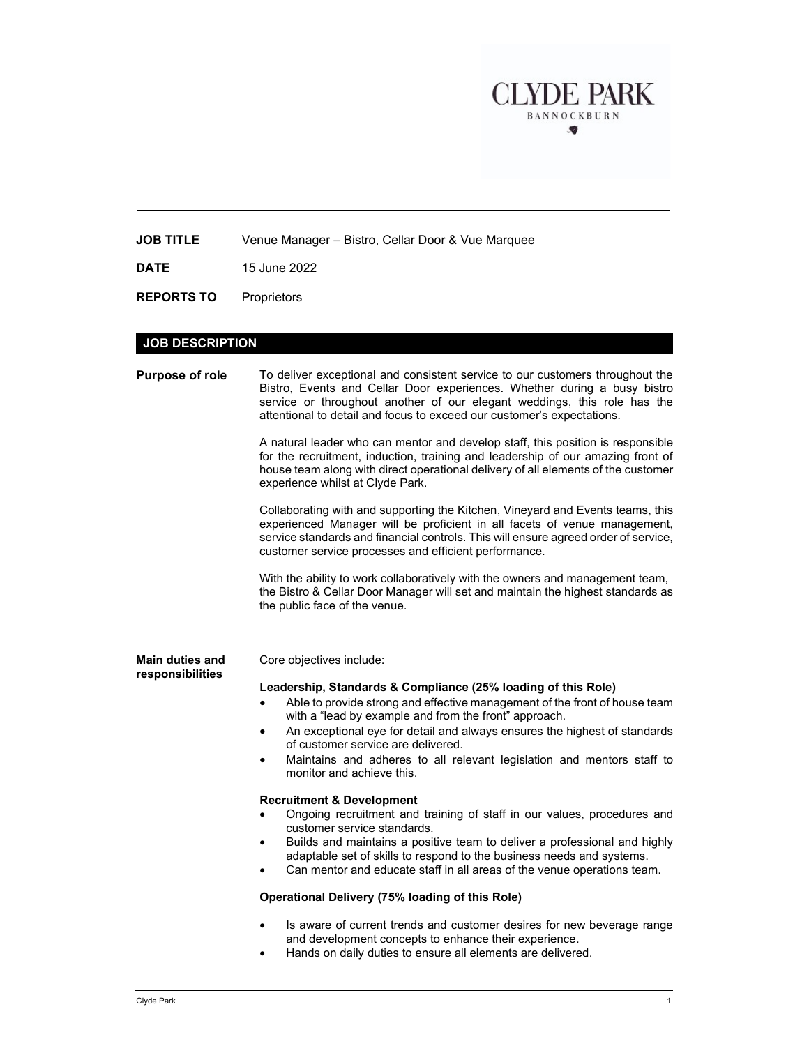CLYDE PARK
BANNOCKBURN

---

**JOB TITLE** Venue Manager – Bistro, Cellar Door & Vue Marquee

**DATE** 15 June 2022

**REPORTS TO** Proprietors

---

## JOB DESCRIPTION

**Purpose of role**

To deliver exceptional and consistent service to our customers throughout the Bistro, Events and Cellar Door experiences. Whether during a busy bistro service or throughout another of our elegant weddings, this role has the attentional to detail and focus to exceed our customer's expectations.

A natural leader who can mentor and develop staff, this position is responsible for the recruitment, induction, training and leadership of our amazing front of house team along with direct operational delivery of all elements of the customer experience whilst at Clyde Park.

Collaborating with and supporting the Kitchen, Vineyard and Events teams, this experienced Manager will be proficient in all facets of venue management, service standards and financial controls. This will ensure agreed order of service, customer service processes and efficient performance.

With the ability to work collaboratively with the owners and management team, the Bistro & Cellar Door Manager will set and maintain the highest standards as the public face of the venue.

**Main duties and responsibilities**

Core objectives include:

**Leadership, Standards & Compliance (25% loading of this Role)**

- Able to provide strong and effective management of the front of house team with a "lead by example and from the front" approach.
- An exceptional eye for detail and always ensures the highest of standards of customer service are delivered.
- Maintains and adheres to all relevant legislation and mentors staff to monitor and achieve this.

**Recruitment & Development**

- Ongoing recruitment and training of staff in our values, procedures and customer service standards.
- Builds and maintains a positive team to deliver a professional and highly adaptable set of skills to respond to the business needs and systems.
- Can mentor and educate staff in all areas of the venue operations team.

**Operational Delivery (75% loading of this Role)**

- Is aware of current trends and customer desires for new beverage range and development concepts to enhance their experience.
- Hands on daily duties to ensure all elements are delivered.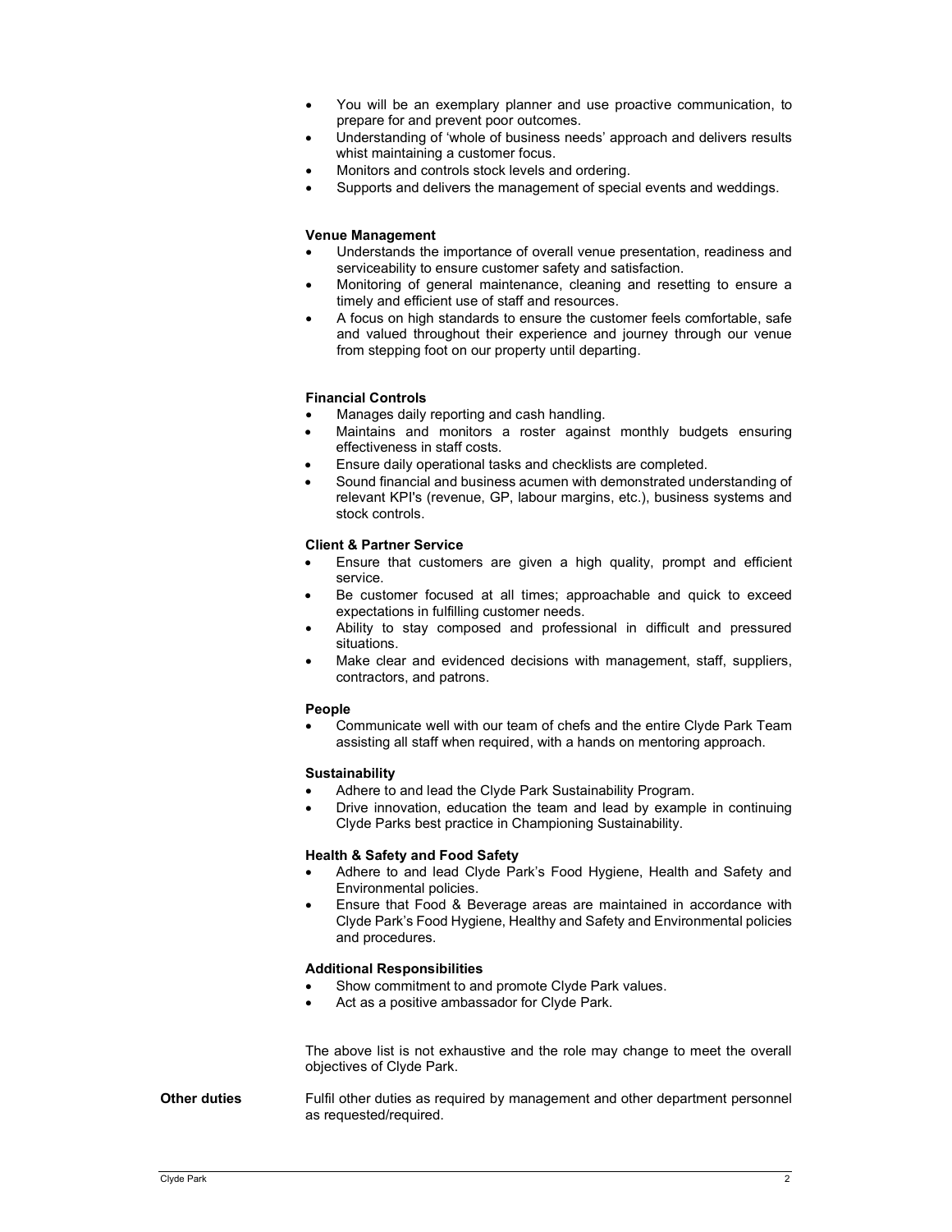- You will be an exemplary planner and use proactive communication, to prepare for and prevent poor outcomes.
- Understanding of 'whole of business needs' approach and delivers results whist maintaining a customer focus.
- Monitors and controls stock levels and ordering.
- Supports and delivers the management of special events and weddings.

**Venue Management**

- Understands the importance of overall venue presentation, readiness and serviceability to ensure customer safety and satisfaction.
- Monitoring of general maintenance, cleaning and resetting to ensure a timely and efficient use of staff and resources.
- A focus on high standards to ensure the customer feels comfortable, safe and valued throughout their experience and journey through our venue from stepping foot on our property until departing.

**Financial Controls**

- Manages daily reporting and cash handling.
- Maintains and monitors a roster against monthly budgets ensuring effectiveness in staff costs.
- Ensure daily operational tasks and checklists are completed.
- Sound financial and business acumen with demonstrated understanding of relevant KPI's (revenue, GP, labour margins, etc.), business systems and stock controls.

**Client & Partner Service**

- Ensure that customers are given a high quality, prompt and efficient service.
- Be customer focused at all times; approachable and quick to exceed expectations in fulfilling customer needs.
- Ability to stay composed and professional in difficult and pressured situations.
- Make clear and evidenced decisions with management, staff, suppliers, contractors, and patrons.

**People**

- Communicate well with our team of chefs and the entire Clyde Park Team assisting all staff when required, with a hands on mentoring approach.

**Sustainability**

- Adhere to and lead the Clyde Park Sustainability Program.
- Drive innovation, education the team and lead by example in continuing Clyde Parks best practice in Championing Sustainability.

**Health & Safety and Food Safety**

- Adhere to and lead Clyde Park's Food Hygiene, Health and Safety and Environmental policies.
- Ensure that Food & Beverage areas are maintained in accordance with Clyde Park's Food Hygiene, Healthy and Safety and Environmental policies and procedures.

**Additional Responsibilities**

- Show commitment to and promote Clyde Park values.
- Act as a positive ambassador for Clyde Park.

The above list is not exhaustive and the role may change to meet the overall objectives of Clyde Park.

**Other duties** Fulfil other duties as required by management and other department personnel as requested/required.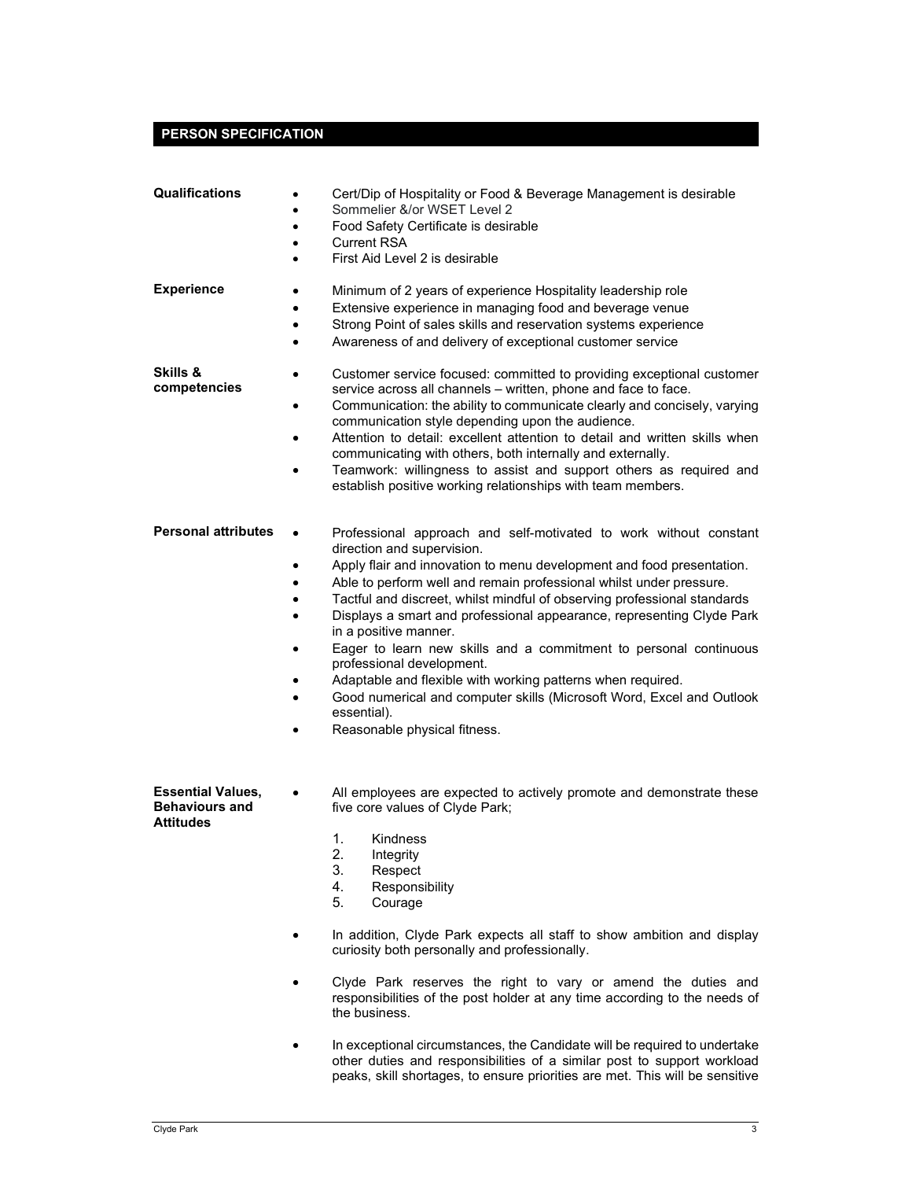## PERSON SPECIFICATION

**Qualifications**

- Cert/Dip of Hospitality or Food & Beverage Management is desirable
- Sommelier &/or WSET Level 2
- Food Safety Certificate is desirable
- Current RSA
- First Aid Level 2 is desirable

**Experience**

- Minimum of 2 years of experience Hospitality leadership role
- Extensive experience in managing food and beverage venue
- Strong Point of sales skills and reservation systems experience
- Awareness of and delivery of exceptional customer service

**Skills & competencies**

- Customer service focused: committed to providing exceptional customer service across all channels – written, phone and face to face.
- Communication: the ability to communicate clearly and concisely, varying communication style depending upon the audience.
- Attention to detail: excellent attention to detail and written skills when communicating with others, both internally and externally.
- Teamwork: willingness to assist and support others as required and establish positive working relationships with team members.

**Personal attributes**

- Professional approach and self-motivated to work without constant direction and supervision.
- Apply flair and innovation to menu development and food presentation.
- Able to perform well and remain professional whilst under pressure.
- Tactful and discreet, whilst mindful of observing professional standards
- Displays a smart and professional appearance, representing Clyde Park in a positive manner.
- Eager to learn new skills and a commitment to personal continuous professional development.
- Adaptable and flexible with working patterns when required.
- Good numerical and computer skills (Microsoft Word, Excel and Outlook essential).
- Reasonable physical fitness.

**Essential Values, Behaviours and Attitudes**

- All employees are expected to actively promote and demonstrate these five core values of Clyde Park;

  1. Kindness
  2. Integrity
  3. Respect
  4. Responsibility
  5. Courage

- In addition, Clyde Park expects all staff to show ambition and display curiosity both personally and professionally.

- Clyde Park reserves the right to vary or amend the duties and responsibilities of the post holder at any time according to the needs of the business.

- In exceptional circumstances, the Candidate will be required to undertake other duties and responsibilities of a similar post to support workload peaks, skill shortages, to ensure priorities are met. This will be sensitive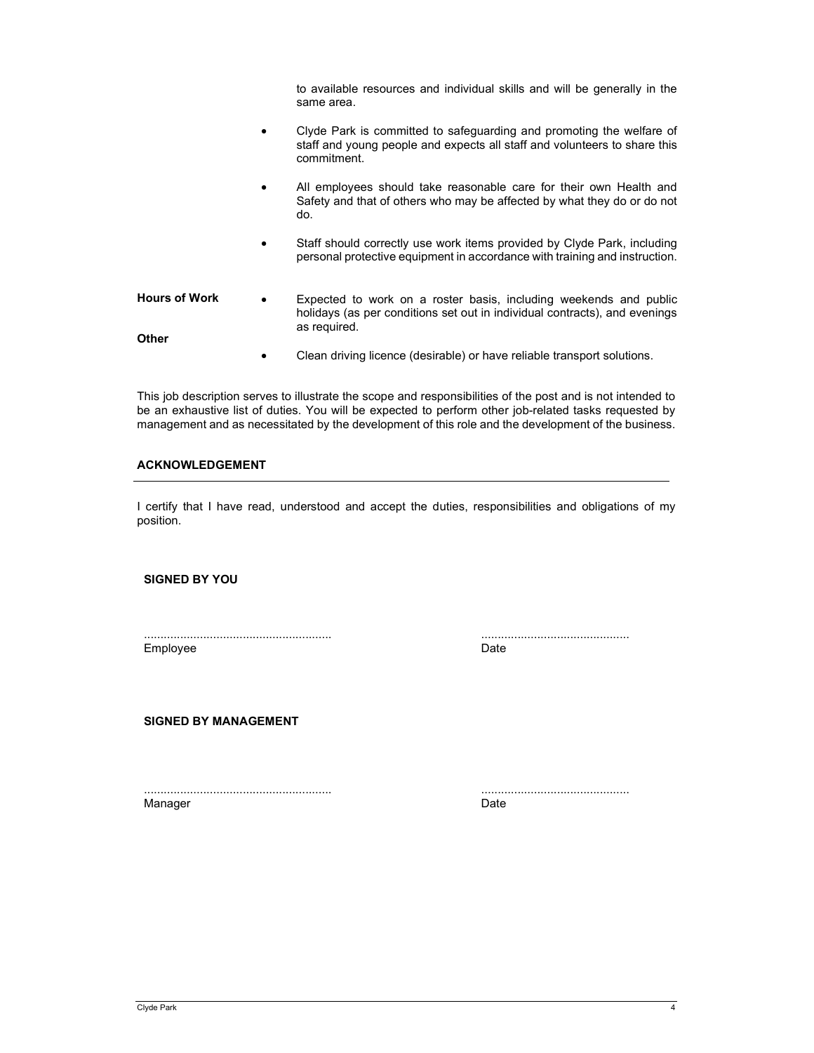to available resources and individual skills and will be generally in the same area.

- Clyde Park is committed to safeguarding and promoting the welfare of staff and young people and expects all staff and volunteers to share this commitment.
- All employees should take reasonable care for their own Health and Safety and that of others who may be affected by what they do or do not do.
- Staff should correctly use work items provided by Clyde Park, including personal protective equipment in accordance with training and instruction.

**Hours of Work**

- Expected to work on a roster basis, including weekends and public holidays (as per conditions set out in individual contracts), and evenings as required.

**Other**

- Clean driving licence (desirable) or have reliable transport solutions.

This job description serves to illustrate the scope and responsibilities of the post and is not intended to be an exhaustive list of duties. You will be expected to perform other job-related tasks requested by management and as necessitated by the development of this role and the development of the business.

**ACKNOWLEDGEMENT**

---

I certify that I have read, understood and accept the duties, responsibilities and obligations of my position.

**SIGNED BY YOU**

.......................................................... ..............................................
Employee Date

**SIGNED BY MANAGEMENT**

.......................................................... ..............................................
Manager Date